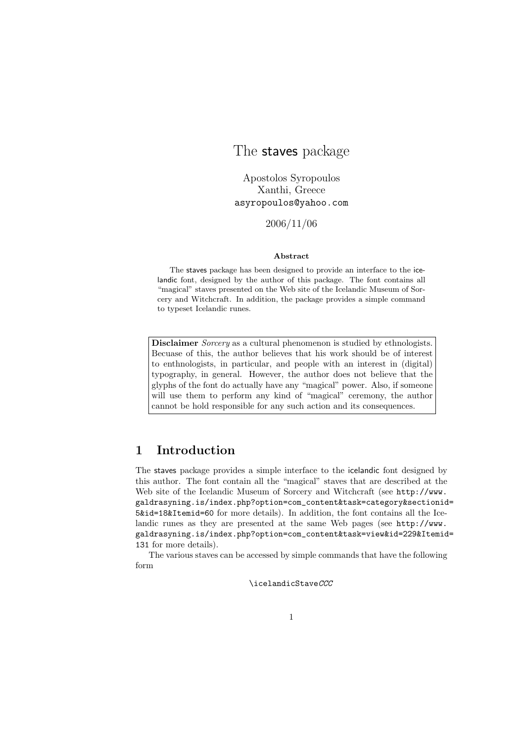# The staves package

Apostolos Syropoulos
Xanthi, Greece
asyropoulos@yahoo.com

2006/11/06

**Abstract**

The staves package has been designed to provide an interface to the icelandic font, designed by the author of this package. The font contains all "magical" staves presented on the Web site of the Icelandic Museum of Sorcery and Witchcraft. In addition, the package provides a simple command to typeset Icelandic runes.

**Disclaimer** *Sorcery* as a cultural phenomenon is studied by ethnologists. Becuase of this, the author believes that his work should be of interest to enthnologists, in particular, and people with an interest in (digital) typography, in general. However, the author does not believe that the glyphs of the font do actually have any "magical" power. Also, if someone will use them to perform any kind of "magical" ceremony, the author cannot be hold responsible for any such action and its consequences.

## 1 Introduction

The staves package provides a simple interface to the icelandic font designed by this author. The font contain all the "magical" staves that are described at the Web site of the Icelandic Museum of Sorcery and Witchcraft (see `http://www.galdrasyning.is/index.php?option=com_content&task=category&sectionid=5&id=18&Itemid=60` for more details). In addition, the font contains all the Icelandic runes as they are presented at the same Web pages (see `http://www.galdrasyning.is/index.php?option=com_content&task=view&id=229&Itemid=131` for more details).

The various staves can be accessed by simple commands that have the following form

\icelandicStave*CCC*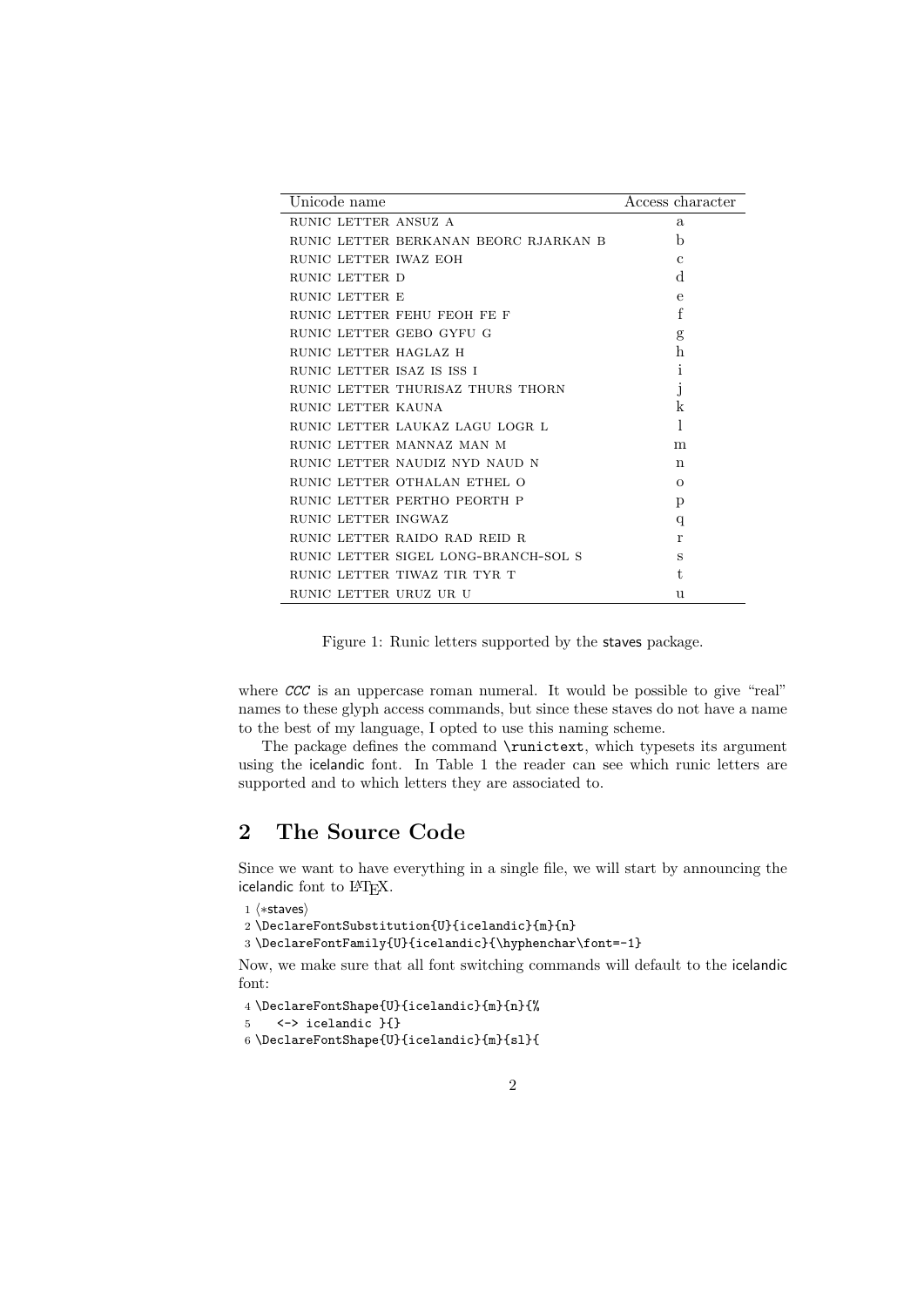| Unicode name | Access character |
|---|---|
| RUNIC LETTER ANSUZ A | a |
| RUNIC LETTER BERKANAN BEORC RJARKAN B | b |
| RUNIC LETTER IWAZ EOH | c |
| RUNIC LETTER D | d |
| RUNIC LETTER E | e |
| RUNIC LETTER FEHU FEOH FE F | f |
| RUNIC LETTER GEBO GYFU G | g |
| RUNIC LETTER HAGLAZ H | h |
| RUNIC LETTER ISAZ IS ISS I | i |
| RUNIC LETTER THURISAZ THURS THORN | j |
| RUNIC LETTER KAUNA | k |
| RUNIC LETTER LAUKAZ LAGU LOGR L | l |
| RUNIC LETTER MANNAZ MAN M | m |
| RUNIC LETTER NAUDIZ NYD NAUD N | n |
| RUNIC LETTER OTHALAN ETHEL O | o |
| RUNIC LETTER PERTHO PEORTH P | p |
| RUNIC LETTER INGWAZ | q |
| RUNIC LETTER RAIDO RAD REID R | r |
| RUNIC LETTER SIGEL LONG-BRANCH-SOL S | s |
| RUNIC LETTER TIWAZ TIR TYR T | t |
| RUNIC LETTER URUZ UR U | u |

Figure 1: Runic letters supported by the staves package.

where *CCC* is an uppercase roman numeral. It would be possible to give "real" names to these glyph access commands, but since these staves do not have a name to the best of my language, I opted to use this naming scheme.

The package defines the command `\runictext`, which typesets its argument using the icelandic font. In Table 1 the reader can see which runic letters are supported and to which letters they are associated to.

## 2 The Source Code

Since we want to have everything in a single file, we will start by announcing the icelandic font to LaTeX.

```
1 ⟨*staves⟩
2 \DeclareFontSubstitution{U}{icelandic}{m}{n}
3 \DeclareFontFamily{U}{icelandic}{\hyphenchar\font=-1}
```

Now, we make sure that all font switching commands will default to the icelandic font:

```
4 \DeclareFontShape{U}{icelandic}{m}{n}{%
5    <-> icelandic }{}
6 \DeclareFontShape{U}{icelandic}{m}{sl}{
```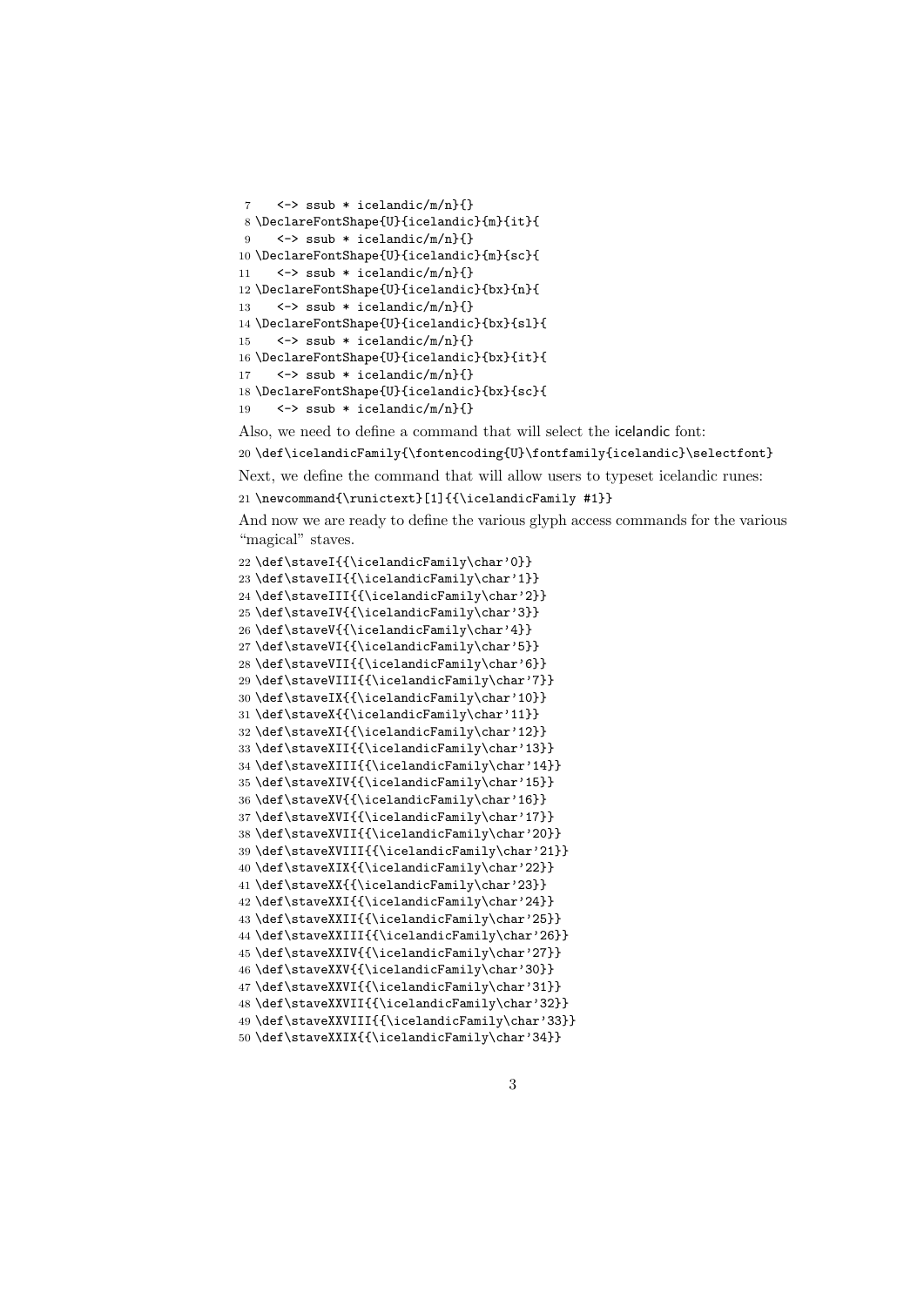```
7    <-> ssub * icelandic/m/n}{}
8 \DeclareFontShape{U}{icelandic}{m}{it}{
9    <-> ssub * icelandic/m/n}{}
10 \DeclareFontShape{U}{icelandic}{m}{sc}{
11    <-> ssub * icelandic/m/n}{}
12 \DeclareFontShape{U}{icelandic}{bx}{n}{
13    <-> ssub * icelandic/m/n}{}
14 \DeclareFontShape{U}{icelandic}{bx}{sl}{
15    <-> ssub * icelandic/m/n}{}
16 \DeclareFontShape{U}{icelandic}{bx}{it}{
17    <-> ssub * icelandic/m/n}{}
18 \DeclareFontShape{U}{icelandic}{bx}{sc}{
19    <-> ssub * icelandic/m/n}{}
```

Also, we need to define a command that will select the icelandic font:

```
20 \def\icelandicFamily{\fontencoding{U}\fontfamily{icelandic}\selectfont}
```

Next, we define the command that will allow users to typeset icelandic runes:

```
21 \newcommand{\runictext}[1]{{\icelandicFamily #1}}
```

And now we are ready to define the various glyph access commands for the various "magical" staves.

```
22 \def\staveI{{\icelandicFamily\char'0}}
23 \def\staveII{{\icelandicFamily\char'1}}
24 \def\staveIII{{\icelandicFamily\char'2}}
25 \def\staveIV{{\icelandicFamily\char'3}}
26 \def\staveV{{\icelandicFamily\char'4}}
27 \def\staveVI{{\icelandicFamily\char'5}}
28 \def\staveVII{{\icelandicFamily\char'6}}
29 \def\staveVIII{{\icelandicFamily\char'7}}
30 \def\staveIX{{\icelandicFamily\char'10}}
31 \def\staveX{{\icelandicFamily\char'11}}
32 \def\staveXI{{\icelandicFamily\char'12}}
33 \def\staveXII{{\icelandicFamily\char'13}}
34 \def\staveXIII{{\icelandicFamily\char'14}}
35 \def\staveXIV{{\icelandicFamily\char'15}}
36 \def\staveXV{{\icelandicFamily\char'16}}
37 \def\staveXVI{{\icelandicFamily\char'17}}
38 \def\staveXVII{{\icelandicFamily\char'20}}
39 \def\staveXVIII{{\icelandicFamily\char'21}}
40 \def\staveXIX{{\icelandicFamily\char'22}}
41 \def\staveXX{{\icelandicFamily\char'23}}
42 \def\staveXXI{{\icelandicFamily\char'24}}
43 \def\staveXXII{{\icelandicFamily\char'25}}
44 \def\staveXXIII{{\icelandicFamily\char'26}}
45 \def\staveXXIV{{\icelandicFamily\char'27}}
46 \def\staveXXV{{\icelandicFamily\char'30}}
47 \def\staveXXVI{{\icelandicFamily\char'31}}
48 \def\staveXXVII{{\icelandicFamily\char'32}}
49 \def\staveXXVIII{{\icelandicFamily\char'33}}
50 \def\staveXXIX{{\icelandicFamily\char'34}}
```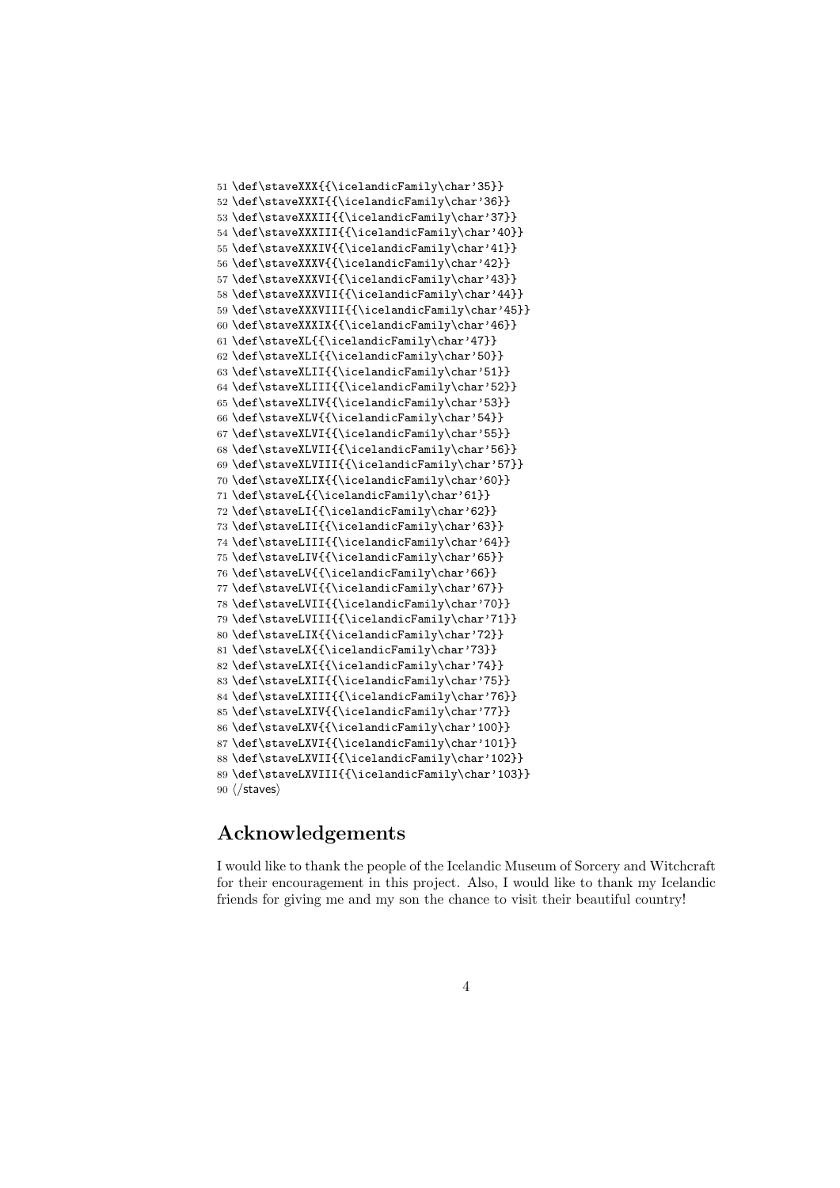```
51 \def\staveXXX{{\icelandicFamily\char'35}}
52 \def\staveXXXI{{\icelandicFamily\char'36}}
53 \def\staveXXXII{{\icelandicFamily\char'37}}
54 \def\staveXXXIII{{\icelandicFamily\char'40}}
55 \def\staveXXXIV{{\icelandicFamily\char'41}}
56 \def\staveXXXV{{\icelandicFamily\char'42}}
57 \def\staveXXXVI{{\icelandicFamily\char'43}}
58 \def\staveXXXVII{{\icelandicFamily\char'44}}
59 \def\staveXXXVIII{{\icelandicFamily\char'45}}
60 \def\staveXXXIX{{\icelandicFamily\char'46}}
61 \def\staveXL{{\icelandicFamily\char'47}}
62 \def\staveXLI{{\icelandicFamily\char'50}}
63 \def\staveXLII{{\icelandicFamily\char'51}}
64 \def\staveXLIII{{\icelandicFamily\char'52}}
65 \def\staveXLIV{{\icelandicFamily\char'53}}
66 \def\staveXLV{{\icelandicFamily\char'54}}
67 \def\staveXLVI{{\icelandicFamily\char'55}}
68 \def\staveXLVII{{\icelandicFamily\char'56}}
69 \def\staveXLVIII{{\icelandicFamily\char'57}}
70 \def\staveXLIX{{\icelandicFamily\char'60}}
71 \def\staveL{{\icelandicFamily\char'61}}
72 \def\staveLI{{\icelandicFamily\char'62}}
73 \def\staveLII{{\icelandicFamily\char'63}}
74 \def\staveLIII{{\icelandicFamily\char'64}}
75 \def\staveLIV{{\icelandicFamily\char'65}}
76 \def\staveLV{{\icelandicFamily\char'66}}
77 \def\staveLVI{{\icelandicFamily\char'67}}
78 \def\staveLVII{{\icelandicFamily\char'70}}
79 \def\staveLVIII{{\icelandicFamily\char'71}}
80 \def\staveLIX{{\icelandicFamily\char'72}}
81 \def\staveLX{{\icelandicFamily\char'73}}
82 \def\staveLXI{{\icelandicFamily\char'74}}
83 \def\staveLXII{{\icelandicFamily\char'75}}
84 \def\staveLXIII{{\icelandicFamily\char'76}}
85 \def\staveLXIV{{\icelandicFamily\char'77}}
86 \def\staveLXV{{\icelandicFamily\char'100}}
87 \def\staveLXVI{{\icelandicFamily\char'101}}
88 \def\staveLXVII{{\icelandicFamily\char'102}}
89 \def\staveLXVIII{{\icelandicFamily\char'103}}
90 ⟨/staves⟩
```

## Acknowledgements

I would like to thank the people of the Icelandic Museum of Sorcery and Witchcraft for their encouragement in this project. Also, I would like to thank my Icelandic friends for giving me and my son the chance to visit their beautiful country!